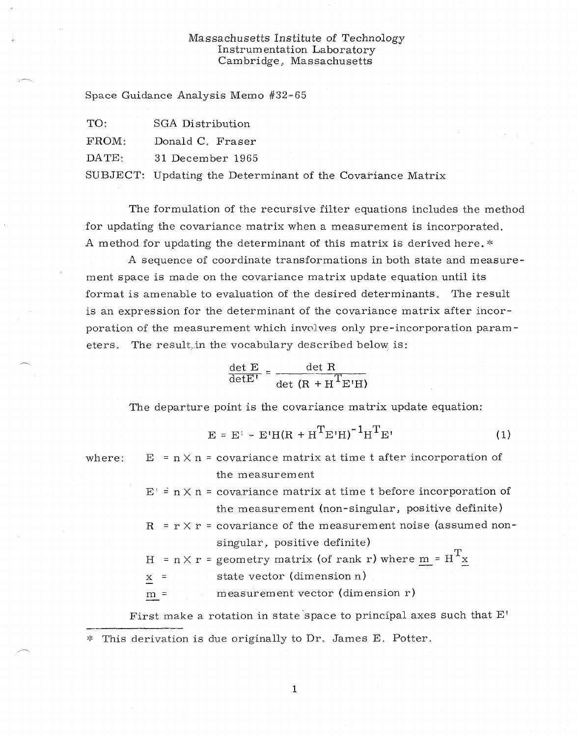Massachusetts Institute of Technology
Instrumentation Laboratory
Cambridge, Massachusetts

Space Guidance Analysis Memo #32-65

TO: SGA Distribution

FROM: Donald C. Fraser

DATE: 31 December 1965

SUBJECT: Updating the Determinant of the Covariance Matrix

The formulation of the recursive filter equations includes the method for updating the covariance matrix when a measurement is incorporated. A method for updating the determinant of this matrix is derived here.*

A sequence of coordinate transformations in both state and measurement space is made on the covariance matrix update equation until its format is amenable to evaluation of the desired determinants. The result is an expression for the determinant of the covariance matrix after incorporation of the measurement which involves only pre-incorporation parameters. The result in the vocabulary described below is:

$$\frac{\det E}{\det E'} = \frac{\det R}{\det (R + H^T E' H)}$$

The departure point is the covariance matrix update equation:

$$E = E' - E'H(R + H^T E' H)^{-1} H^T E' \tag{1}$$

where:

- $E = n \times n$ = covariance matrix at time t after incorporation of the measurement
- $E' = n \times n$ = covariance matrix at time t before incorporation of the measurement (non-singular, positive definite)
- $R = r \times r$ = covariance of the measurement noise (assumed non-singular, positive definite)
- $H = n \times r$ = geometry matrix (of rank r) where $\underline{m} = H^T \underline{x}$
- $\underline{x}$ = state vector (dimension n)
- $\underline{m}$ = measurement vector (dimension r)

First make a rotation in state space to principal axes such that E'

---

* This derivation is due originally to Dr. James E. Potter.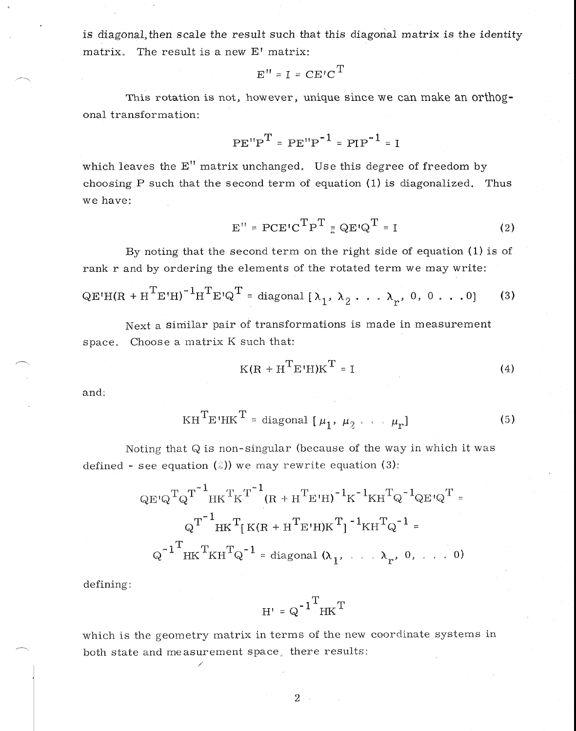is diagonal, then scale the result such that this diagonal matrix is the identity matrix. The result is a new E' matrix:

$$E'' = I = CE'C^T$$

This rotation is not, however, unique since we can make an orthogonal transformation:

$$PE''P^T = PE''P^{-1} = PIP^{-1} = I$$

which leaves the E'' matrix unchanged. Use this degree of freedom by choosing P such that the second term of equation (1) is diagonalized. Thus we have:

$$E'' = PCE'C^TP^T \equiv QE'Q^T = I \tag{2}$$

By noting that the second term on the right side of equation (1) is of rank r and by ordering the elements of the rotated term we may write:

$$QE'H(R + H^TE'H)^{-1}H^TE'Q^T = \text{diagonal}\,[\lambda_1, \lambda_2 \ldots \lambda_r, 0, 0 \ldots 0] \tag{3}$$

Next a similar pair of transformations is made in measurement space. Choose a matrix K such that:

$$K(R + H^TE'H)K^T = I \tag{4}$$

and:

$$KH^TE'HK^T = \text{diagonal}\,[\mu_1, \mu_2 \ldots \mu_r] \tag{5}$$

Noting that Q is non-singular (because of the way in which it was defined - see equation (2)) we may rewrite equation (3):

$$QE'Q^TQ^{T^{-1}}HK^TK^{T^{-1}}(R + H^TE'H)^{-1}K^{-1}KH^TQ^{-1}QE'Q^T =$$

$$Q^{T^{-1}}HK^T[K(R + H^TE'H)K^T]^{-1}KH^TQ^{-1} =$$

$$Q^{-1^T}HK^TKH^TQ^{-1} = \text{diagonal}\,(\lambda_1, \ldots \lambda_r, 0, \ldots 0)$$

defining:

$$H' = Q^{-1^T}HK^T$$

which is the geometry matrix in terms of the new coordinate systems in both state and measurement space, there results: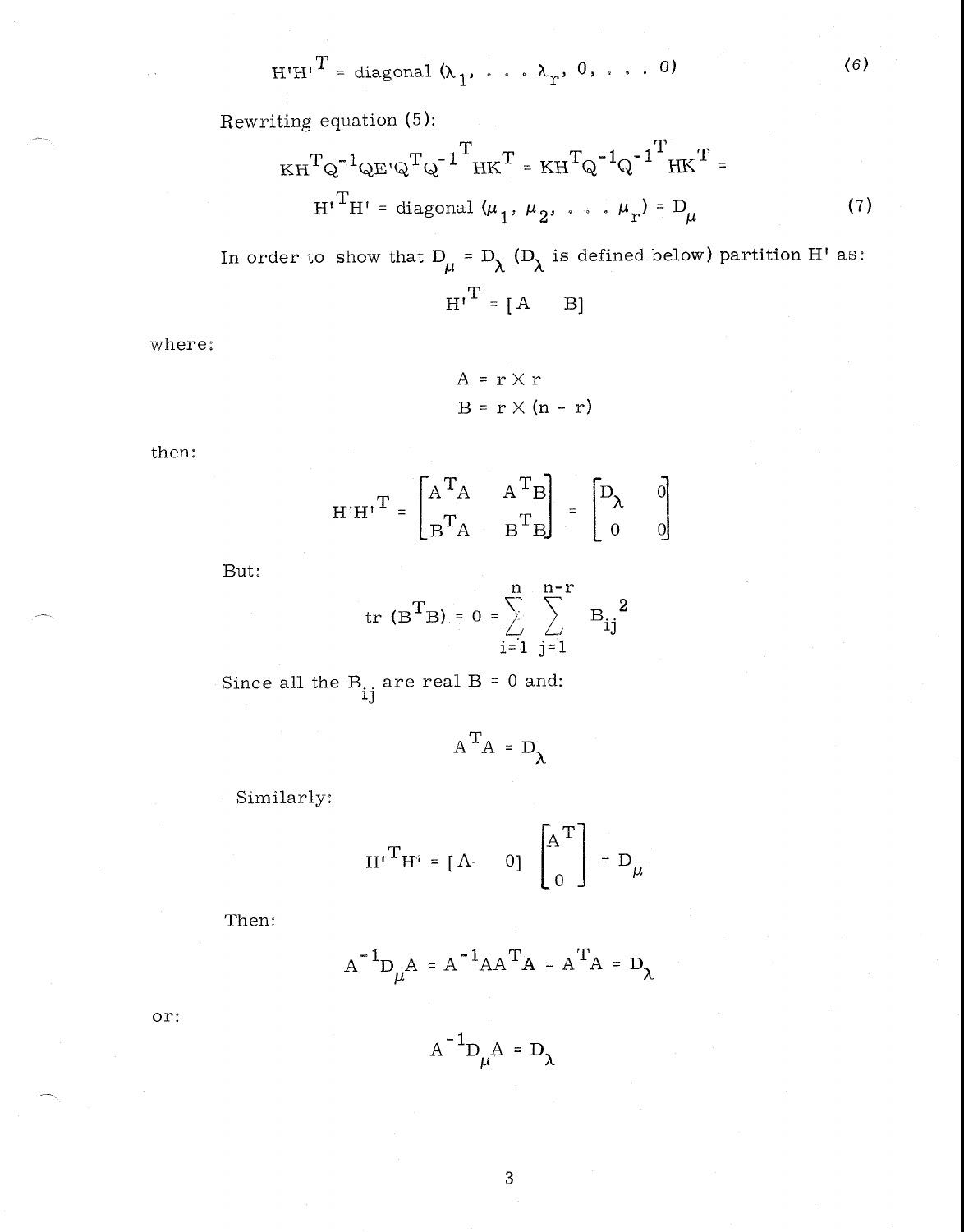$$H'H'^T = \text{diagonal}\ (\lambda_1, \ldots \lambda_r, 0, \ldots 0) \tag{6}$$

Rewriting equation (5):

$$KH^TQ^{-1}QE'Q^TQ^{-1^T}HK^T = KH^TQ^{-1}Q^{-1^T}HK^T =$$

$$H'^TH' = \text{diagonal}\ (\mu_1, \mu_2, \ldots \mu_r) = D_\mu \tag{7}$$

In order to show that $D_\mu = D_\lambda$ ($D_\lambda$ is defined below) partition H' as:

$$H'^T = [A \quad B]$$

where:

$$A = r \times r$$

$$B = r \times (n - r)$$

then:

$$H'H'^T = \begin{bmatrix} A^TA & A^TB \\ B^TA & B^TB \end{bmatrix} = \begin{bmatrix} D_\lambda & 0 \\ 0 & 0 \end{bmatrix}$$

But:

$$\text{tr}\ (B^TB) = 0 = \sum_{i=1}^{n} \sum_{j=1}^{n-r} B_{ij}^{\ 2}$$

Since all the $B_{ij}$ are real B = 0 and:

$$A^TA = D_\lambda$$

Similarly:

$$H'^TH' = [A \quad 0] \begin{bmatrix} A^T \\ 0 \end{bmatrix} = D_\mu$$

Then:

$$A^{-1}D_\mu A = A^{-1}AA^TA = A^TA = D_\lambda$$

or:

$$A^{-1}D_\mu A = D_\lambda$$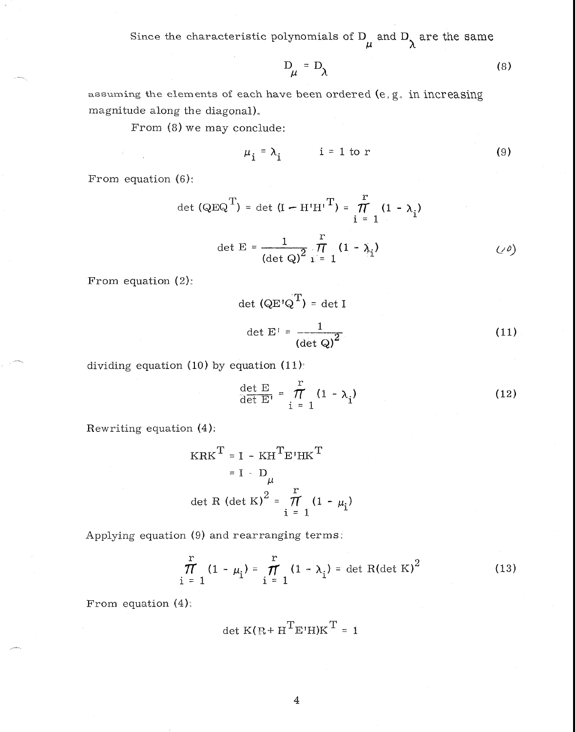Since the characteristic polynomials of $D_\mu$ and $D_\lambda$ are the same

$$D_\mu = D_\lambda \tag{8}$$

assuming the elements of each have been ordered (e.g. in increasing magnitude along the diagonal).

From (8) we may conclude:

$$\mu_i = \lambda_i \qquad i = 1 \text{ to } r \tag{9}$$

From equation (6):

$$\det (QEQ^T) = \det (I - H'H'^T) = \prod_{i=1}^{r} (1 - \lambda_i)$$

$$\det E = \frac{1}{(\det Q)^2} \prod_{i=1}^{r} (1 - \lambda_i) \tag{10}$$

From equation (2):

$$\det (QE'Q^T) = \det I$$

$$\det E' = \frac{1}{(\det Q)^2} \tag{11}$$

dividing equation (10) by equation (11):

$$\frac{\det E}{\det E'} = \prod_{i=1}^{r} (1 - \lambda_i) \tag{12}$$

Rewriting equation (4):

$$\begin{aligned} KRK^T &= I - KH^T E' H K^T \\ &= I - D_\mu \end{aligned}$$

$$\det R (\det K)^2 = \prod_{i=1}^{r} (1 - \mu_i)$$

Applying equation (9) and rearranging terms:

$$\prod_{i=1}^{r} (1 - \mu_i) = \prod_{i=1}^{r} (1 - \lambda_i) = \det R (\det K)^2 \tag{13}$$

From equation (4):

$$\det K(R + H^T E' H) K^T = 1$$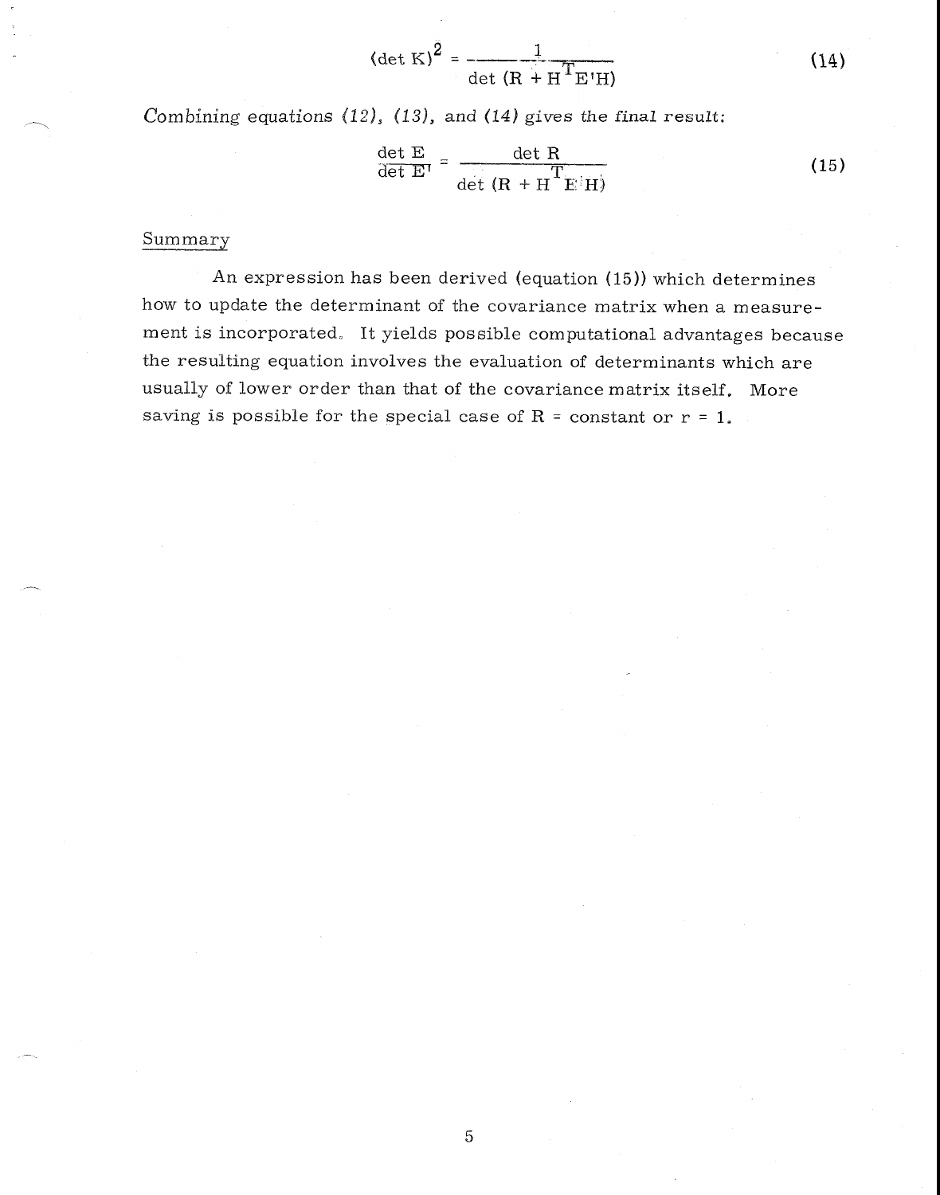$$(\det K)^2 = \frac{1}{\det (R + H^T E' H)} \tag{14}$$

*Combining equations (12), (13), and (14) gives the final result:*

$$\frac{\det E}{\det E'} = \frac{\det R}{\det (R + H^T E' H)} \tag{15}$$

## Summary

An expression has been derived (equation (15)) which determines how to update the determinant of the covariance matrix when a measurement is incorporated. It yields possible computational advantages because the resulting equation involves the evaluation of determinants which are usually of lower order than that of the covariance matrix itself. More saving is possible for the special case of $R$ = constant or $r = 1$.